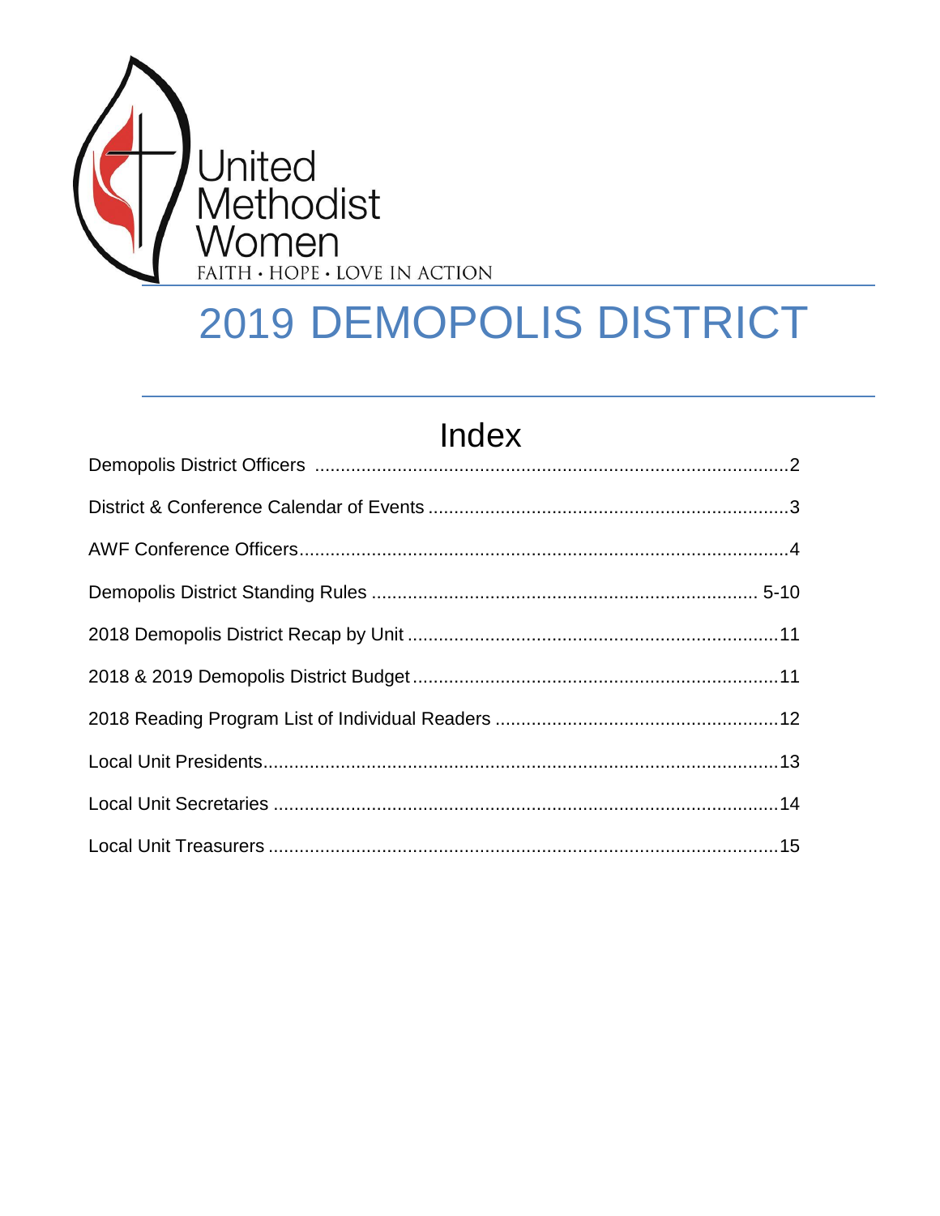United Methodist Women

FAITH • HOPE • LOVE IN ACTION

# 2019 DEMOPOLIS DISTRICT

## Index

Demopolis District Officers ..........................................................................................2

District & Conference Calendar of Events .....................................................................3

AWF Conference Officers..............................................................................................4

Demopolis District Standing Rules ......................................................................... 5-10

2018 Demopolis District Recap by Unit .......................................................................11

2018 & 2019 Demopolis District Budget.......................................................................11

2018 Reading Program List of Individual Readers ......................................................12

Local Unit Presidents...................................................................................................13

Local Unit Secretaries .................................................................................................14

Local Unit Treasurers ..................................................................................................15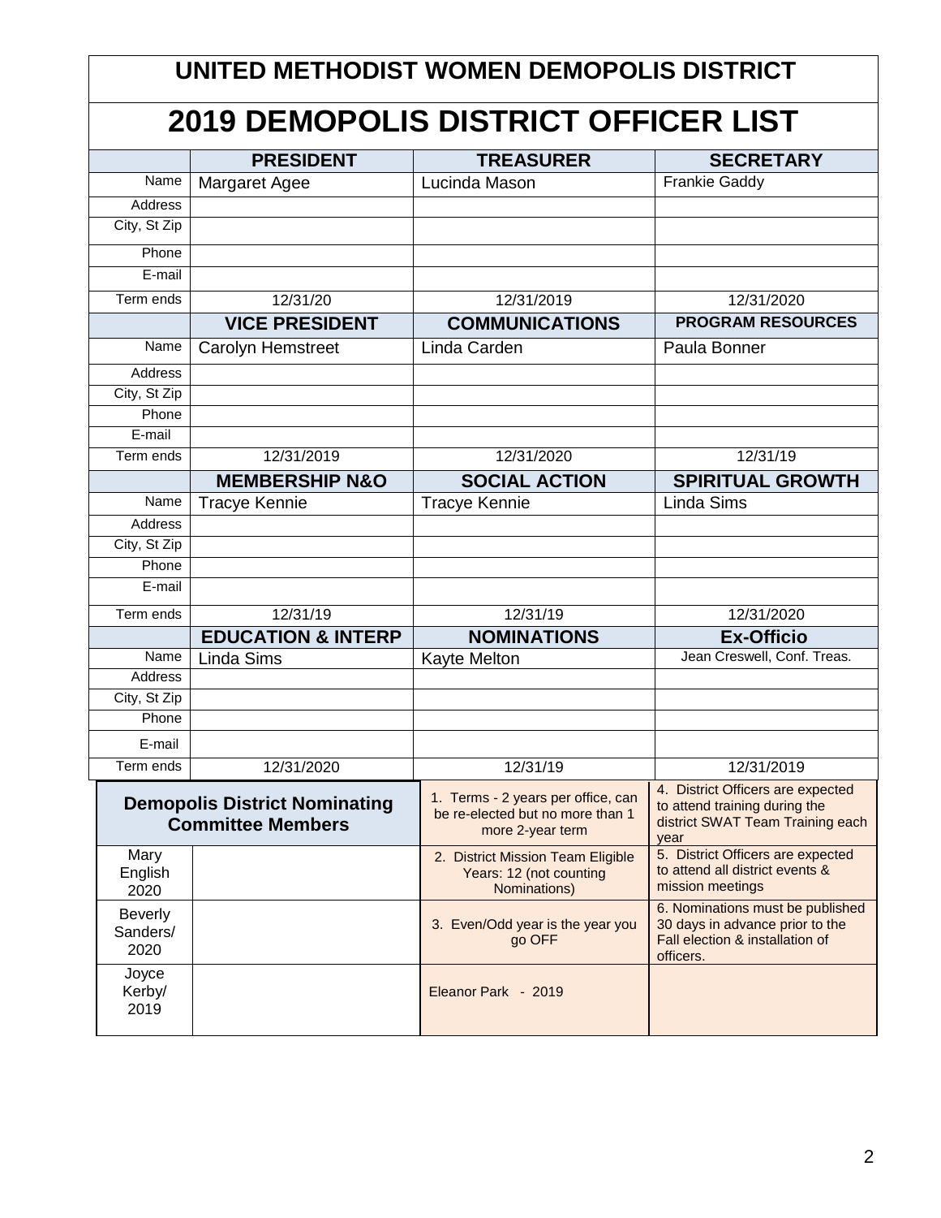# UNITED METHODIST WOMEN DEMOPOLIS DISTRICT

## 2019 DEMOPOLIS DISTRICT OFFICER LIST

| | PRESIDENT | TREASURER | SECRETARY |
|---|---|---|---|
| Name | Margaret Agee | Lucinda Mason | Frankie Gaddy |
| Address | | | |
| City, St Zip | | | |
| Phone | | | |
| E-mail | | | |
| Term ends | 12/31/20 | 12/31/2019 | 12/31/2020 |
| | **VICE PRESIDENT** | **COMMUNICATIONS** | **PROGRAM RESOURCES** |
| Name | Carolyn Hemstreet | Linda Carden | Paula Bonner |
| Address | | | |
| City, St Zip | | | |
| Phone | | | |
| E-mail | | | |
| Term ends | 12/31/2019 | 12/31/2020 | 12/31/19 |
| | **MEMBERSHIP N&O** | **SOCIAL ACTION** | **SPIRITUAL GROWTH** |
| Name | Tracye Kennie | Tracye Kennie | Linda Sims |
| Address | | | |
| City, St Zip | | | |
| Phone | | | |
| E-mail | | | |
| Term ends | 12/31/19 | 12/31/19 | 12/31/2020 |
| | **EDUCATION & INTERP** | **NOMINATIONS** | **Ex-Officio** |
| Name | Linda Sims | Kayte Melton | Jean Creswell, Conf. Treas. |
| Address | | | |
| City, St Zip | | | |
| Phone | | | |
| E-mail | | | |
| Term ends | 12/31/2020 | 12/31/19 | 12/31/2019 |

| Demopolis District Nominating Committee Members | | | |
|---|---|---|---|
| | | 1. Terms - 2 years per office, can be re-elected but no more than 1 more 2-year term | 4. District Officers are expected to attend training during the district SWAT Team Training each year |
| Mary English 2020 | | 2. District Mission Team Eligible Years: 12 (not counting Nominations) | 5. District Officers are expected to attend all district events & mission meetings |
| Beverly Sanders/ 2020 | | 3. Even/Odd year is the year you go OFF | 6. Nominations must be published 30 days in advance prior to the Fall election & installation of officers. |
| Joyce Kerby/ 2019 | | Eleanor Park - 2019 | |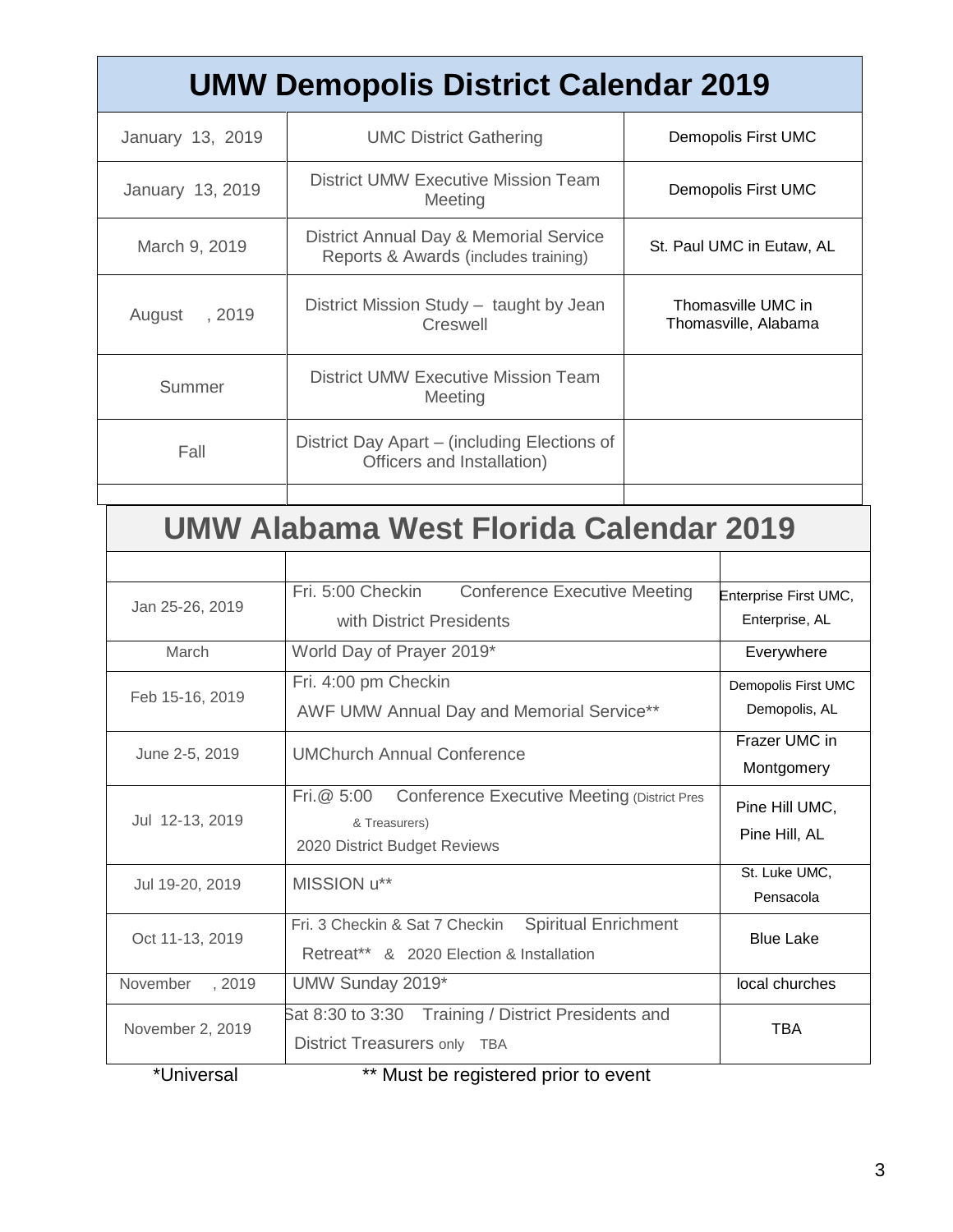# UMW Demopolis District Calendar 2019

| Date | Event | Location |
| --- | --- | --- |
| January 13, 2019 | UMC District Gathering | Demopolis First UMC |
| January 13, 2019 | District UMW Executive Mission Team Meeting | Demopolis First UMC |
| March 9, 2019 | District Annual Day & Memorial Service Reports & Awards (includes training) | St. Paul UMC in Eutaw, AL |
| August , 2019 | District Mission Study – taught by Jean Creswell | Thomasville UMC in Thomasville, Alabama |
| Summer | District UMW Executive Mission Team Meeting | |
| Fall | District Day Apart – (including Elections of Officers and Installation) | |
| | | |

# UMW Alabama West Florida Calendar 2019

| Date | Event | Location |
| --- | --- | --- |
| | | |
| Jan 25-26, 2019 | Fri. 5:00 Checkin Conference Executive Meeting with District Presidents | Enterprise First UMC, Enterprise, AL |
| March | World Day of Prayer 2019* | Everywhere |
| Feb 15-16, 2019 | Fri. 4:00 pm Checkin AWF UMW Annual Day and Memorial Service** | Demopolis First UMC Demopolis, AL |
| June 2-5, 2019 | UMChurch Annual Conference | Frazer UMC in Montgomery |
| Jul 12-13, 2019 | Fri.@ 5:00 Conference Executive Meeting (District Pres & Treasurers) 2020 District Budget Reviews | Pine Hill UMC, Pine Hill, AL |
| Jul 19-20, 2019 | MISSION u** | St. Luke UMC, Pensacola |
| Oct 11-13, 2019 | Fri. 3 Checkin & Sat 7 Checkin Spiritual Enrichment Retreat** & 2020 Election & Installation | Blue Lake |
| November , 2019 | UMW Sunday 2019* | local churches |
| November 2, 2019 | Sat 8:30 to 3:30 Training / District Presidents and District Treasurers only TBA | TBA |

*Universal ** Must be registered prior to event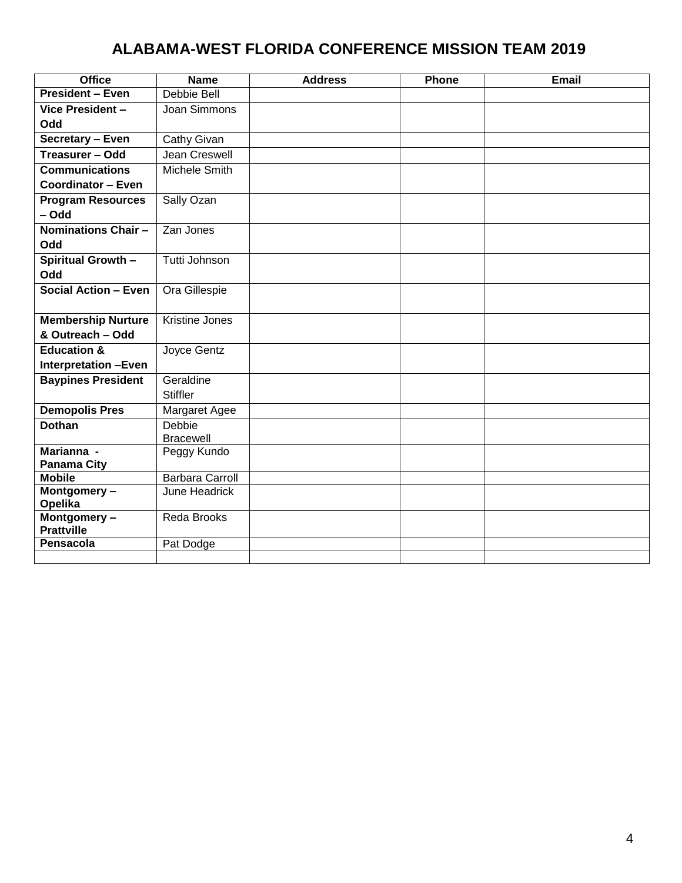# ALABAMA-WEST FLORIDA CONFERENCE MISSION TEAM 2019

| Office | Name | Address | Phone | Email |
|---|---|---|---|---|
| **President – Even** | Debbie Bell | | | |
| **Vice President – Odd** | Joan Simmons | | | |
| **Secretary – Even** | Cathy Givan | | | |
| **Treasurer – Odd** | Jean Creswell | | | |
| **Communications Coordinator – Even** | Michele Smith | | | |
| **Program Resources – Odd** | Sally Ozan | | | |
| **Nominations Chair – Odd** | Zan Jones | | | |
| **Spiritual Growth – Odd** | Tutti Johnson | | | |
| **Social Action – Even** | Ora Gillespie | | | |
| **Membership Nurture & Outreach – Odd** | Kristine Jones | | | |
| **Education & Interpretation –Even** | Joyce Gentz | | | |
| **Baypines President** | Geraldine Stiffler | | | |
| **Demopolis Pres** | Margaret Agee | | | |
| **Dothan** | Debbie Bracewell | | | |
| **Marianna - Panama City** | Peggy Kundo | | | |
| **Mobile** | Barbara Carroll | | | |
| **Montgomery – Opelika** | June Headrick | | | |
| **Montgomery – Prattville** | Reda Brooks | | | |
| **Pensacola** | Pat Dodge | | | |
| | | | | |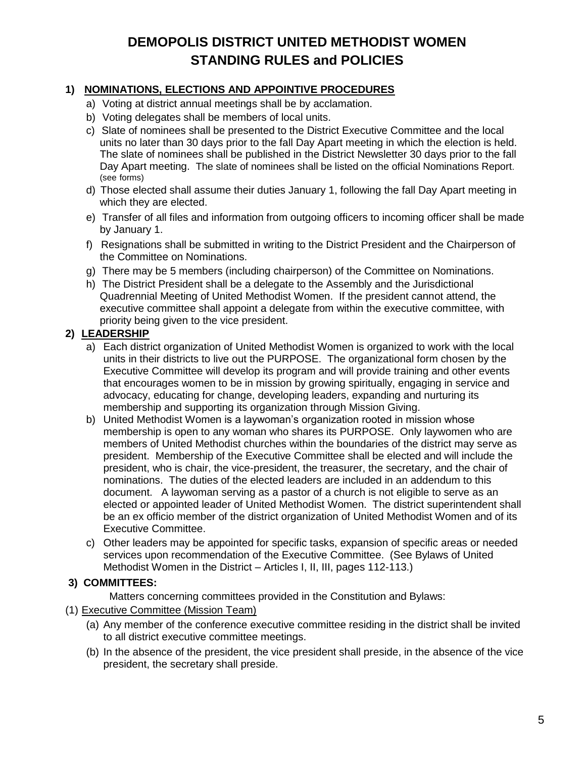# DEMOPOLIS DISTRICT UNITED METHODIST WOMEN
# STANDING RULES and POLICIES

**1) <u>NOMINATIONS, ELECTIONS AND APPOINTIVE PROCEDURES</u>**

a) Voting at district annual meetings shall be by acclamation.

b) Voting delegates shall be members of local units.

c) Slate of nominees shall be presented to the District Executive Committee and the local units no later than 30 days prior to the fall Day Apart meeting in which the election is held. The slate of nominees shall be published in the District Newsletter 30 days prior to the fall Day Apart meeting. The slate of nominees shall be listed on the official Nominations Report. (see forms)

d) Those elected shall assume their duties January 1, following the fall Day Apart meeting in which they are elected.

e) Transfer of all files and information from outgoing officers to incoming officer shall be made by January 1.

f) Resignations shall be submitted in writing to the District President and the Chairperson of the Committee on Nominations.

g) There may be 5 members (including chairperson) of the Committee on Nominations.

h) The District President shall be a delegate to the Assembly and the Jurisdictional Quadrennial Meeting of United Methodist Women. If the president cannot attend, the executive committee shall appoint a delegate from within the executive committee, with priority being given to the vice president.

**2) <u>LEADERSHIP</u>**

a) Each district organization of United Methodist Women is organized to work with the local units in their districts to live out the PURPOSE. The organizational form chosen by the Executive Committee will develop its program and will provide training and other events that encourages women to be in mission by growing spiritually, engaging in service and advocacy, educating for change, developing leaders, expanding and nurturing its membership and supporting its organization through Mission Giving.

b) United Methodist Women is a laywoman's organization rooted in mission whose membership is open to any woman who shares its PURPOSE. Only laywomen who are members of United Methodist churches within the boundaries of the district may serve as president. Membership of the Executive Committee shall be elected and will include the president, who is chair, the vice-president, the treasurer, the secretary, and the chair of nominations. The duties of the elected leaders are included in an addendum to this document. A laywoman serving as a pastor of a church is not eligible to serve as an elected or appointed leader of United Methodist Women. The district superintendent shall be an ex officio member of the district organization of United Methodist Women and of its Executive Committee.

c) Other leaders may be appointed for specific tasks, expansion of specific areas or needed services upon recommendation of the Executive Committee. (See Bylaws of United Methodist Women in the District – Articles I, II, III, pages 112-113.)

**3) COMMITTEES:**

Matters concerning committees provided in the Constitution and Bylaws:

(1) <u>Executive Committee (Mission Team)</u>

(a) Any member of the conference executive committee residing in the district shall be invited to all district executive committee meetings.

(b) In the absence of the president, the vice president shall preside, in the absence of the vice president, the secretary shall preside.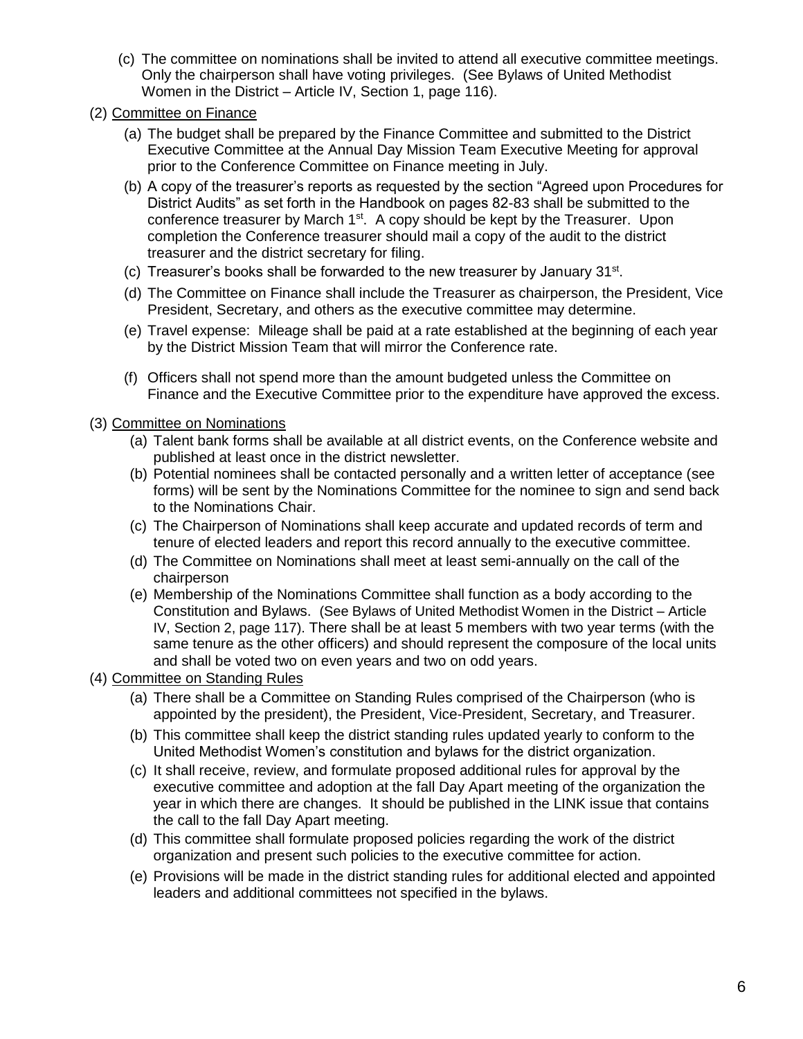(c) The committee on nominations shall be invited to attend all executive committee meetings. Only the chairperson shall have voting privileges. (See Bylaws of United Methodist Women in the District – Article IV, Section 1, page 116).

(2) Committee on Finance

(a) The budget shall be prepared by the Finance Committee and submitted to the District Executive Committee at the Annual Day Mission Team Executive Meeting for approval prior to the Conference Committee on Finance meeting in July.

(b) A copy of the treasurer's reports as requested by the section "Agreed upon Procedures for District Audits" as set forth in the Handbook on pages 82-83 shall be submitted to the conference treasurer by March 1st. A copy should be kept by the Treasurer. Upon completion the Conference treasurer should mail a copy of the audit to the district treasurer and the district secretary for filing.

(c) Treasurer's books shall be forwarded to the new treasurer by January 31st.

(d) The Committee on Finance shall include the Treasurer as chairperson, the President, Vice President, Secretary, and others as the executive committee may determine.

(e) Travel expense: Mileage shall be paid at a rate established at the beginning of each year by the District Mission Team that will mirror the Conference rate.

(f) Officers shall not spend more than the amount budgeted unless the Committee on Finance and the Executive Committee prior to the expenditure have approved the excess.

(3) Committee on Nominations

(a) Talent bank forms shall be available at all district events, on the Conference website and published at least once in the district newsletter.

(b) Potential nominees shall be contacted personally and a written letter of acceptance (see forms) will be sent by the Nominations Committee for the nominee to sign and send back to the Nominations Chair.

(c) The Chairperson of Nominations shall keep accurate and updated records of term and tenure of elected leaders and report this record annually to the executive committee.

(d) The Committee on Nominations shall meet at least semi-annually on the call of the chairperson

(e) Membership of the Nominations Committee shall function as a body according to the Constitution and Bylaws. (See Bylaws of United Methodist Women in the District – Article IV, Section 2, page 117). There shall be at least 5 members with two year terms (with the same tenure as the other officers) and should represent the composure of the local units and shall be voted two on even years and two on odd years.

(4) Committee on Standing Rules

(a) There shall be a Committee on Standing Rules comprised of the Chairperson (who is appointed by the president), the President, Vice-President, Secretary, and Treasurer.

(b) This committee shall keep the district standing rules updated yearly to conform to the United Methodist Women's constitution and bylaws for the district organization.

(c) It shall receive, review, and formulate proposed additional rules for approval by the executive committee and adoption at the fall Day Apart meeting of the organization the year in which there are changes. It should be published in the LINK issue that contains the call to the fall Day Apart meeting.

(d) This committee shall formulate proposed policies regarding the work of the district organization and present such policies to the executive committee for action.

(e) Provisions will be made in the district standing rules for additional elected and appointed leaders and additional committees not specified in the bylaws.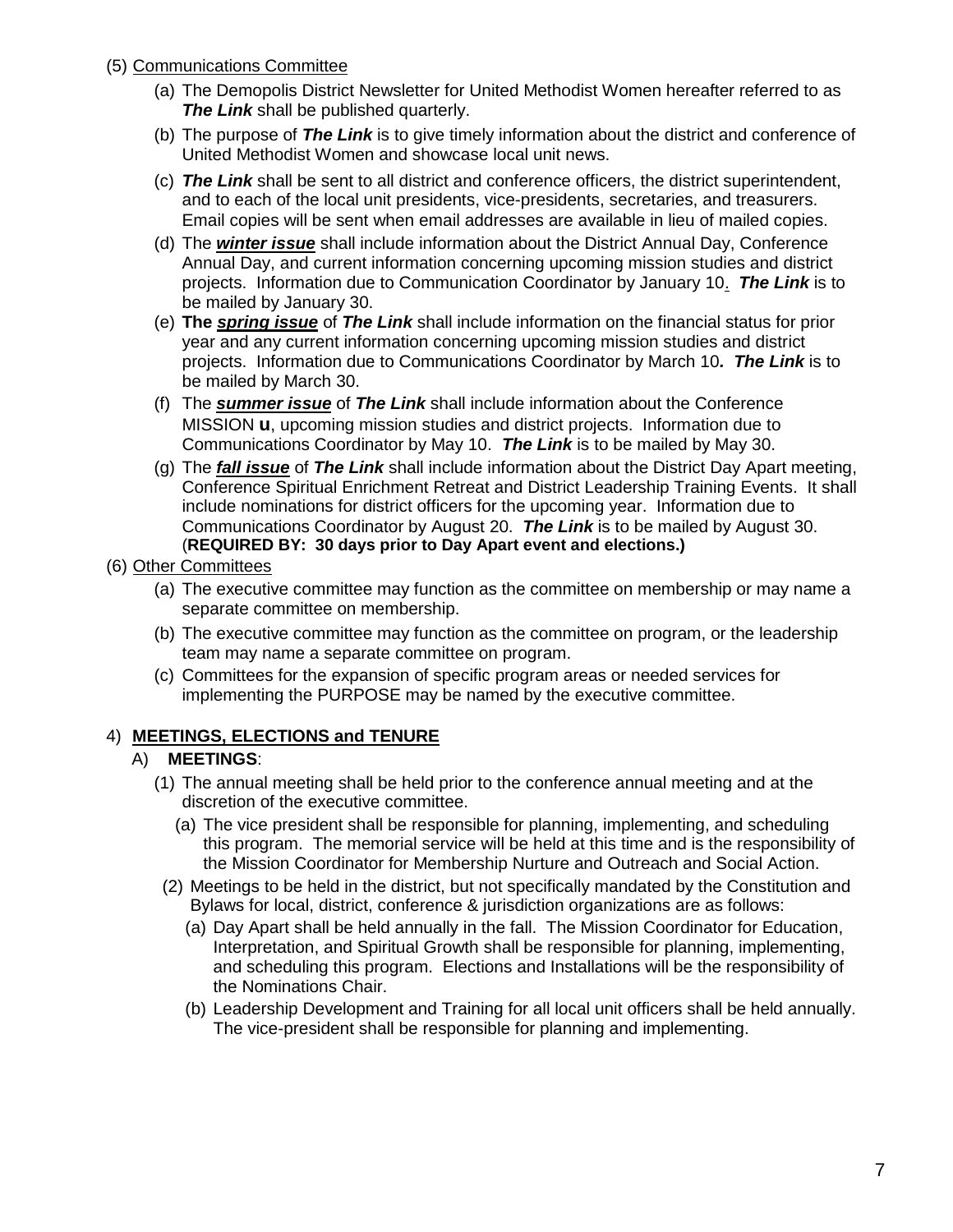(5) <u>Communications Committee</u>

(a) The Demopolis District Newsletter for United Methodist Women hereafter referred to as ***The Link*** shall be published quarterly.

(b) The purpose of ***The Link*** is to give timely information about the district and conference of United Methodist Women and showcase local unit news.

(c) ***The Link*** shall be sent to all district and conference officers, the district superintendent, and to each of the local unit presidents, vice-presidents, secretaries, and treasurers. Email copies will be sent when email addresses are available in lieu of mailed copies.

(d) The ***<u>winter issue</u>*** shall include information about the District Annual Day, Conference Annual Day, and current information concerning upcoming mission studies and district projects. Information due to Communication Coordinator by January 10. ***The Link*** is to be mailed by January 30.

(e) **The *<u>spring issue</u>*** of ***The Link*** shall include information on the financial status for prior year and any current information concerning upcoming mission studies and district projects. Information due to Communications Coordinator by March 10***.*** ***The Link*** is to be mailed by March 30.

(f) The ***<u>summer issue</u>*** of ***The Link*** shall include information about the Conference MISSION **u**, upcoming mission studies and district projects. Information due to Communications Coordinator by May 10. ***The Link*** is to be mailed by May 30.

(g) The ***<u>fall issue</u>*** of ***The Link*** shall include information about the District Day Apart meeting, Conference Spiritual Enrichment Retreat and District Leadership Training Events. It shall include nominations for district officers for the upcoming year. Information due to Communications Coordinator by August 20. ***The Link*** is to be mailed by August 30. (**REQUIRED BY: 30 days prior to Day Apart event and elections.)**

(6) <u>Other Committees</u>

(a) The executive committee may function as the committee on membership or may name a separate committee on membership.

(b) The executive committee may function as the committee on program, or the leadership team may name a separate committee on program.

(c) Committees for the expansion of specific program areas or needed services for implementing the PURPOSE may be named by the executive committee.

## 4) <u>MEETINGS, ELECTIONS and TENURE</u>

### A) **MEETINGS**:

(1) The annual meeting shall be held prior to the conference annual meeting and at the discretion of the executive committee.

(a) The vice president shall be responsible for planning, implementing, and scheduling this program. The memorial service will be held at this time and is the responsibility of the Mission Coordinator for Membership Nurture and Outreach and Social Action.

(2) Meetings to be held in the district, but not specifically mandated by the Constitution and Bylaws for local, district, conference & jurisdiction organizations are as follows:

(a) Day Apart shall be held annually in the fall. The Mission Coordinator for Education, Interpretation, and Spiritual Growth shall be responsible for planning, implementing, and scheduling this program. Elections and Installations will be the responsibility of the Nominations Chair.

(b) Leadership Development and Training for all local unit officers shall be held annually. The vice-president shall be responsible for planning and implementing.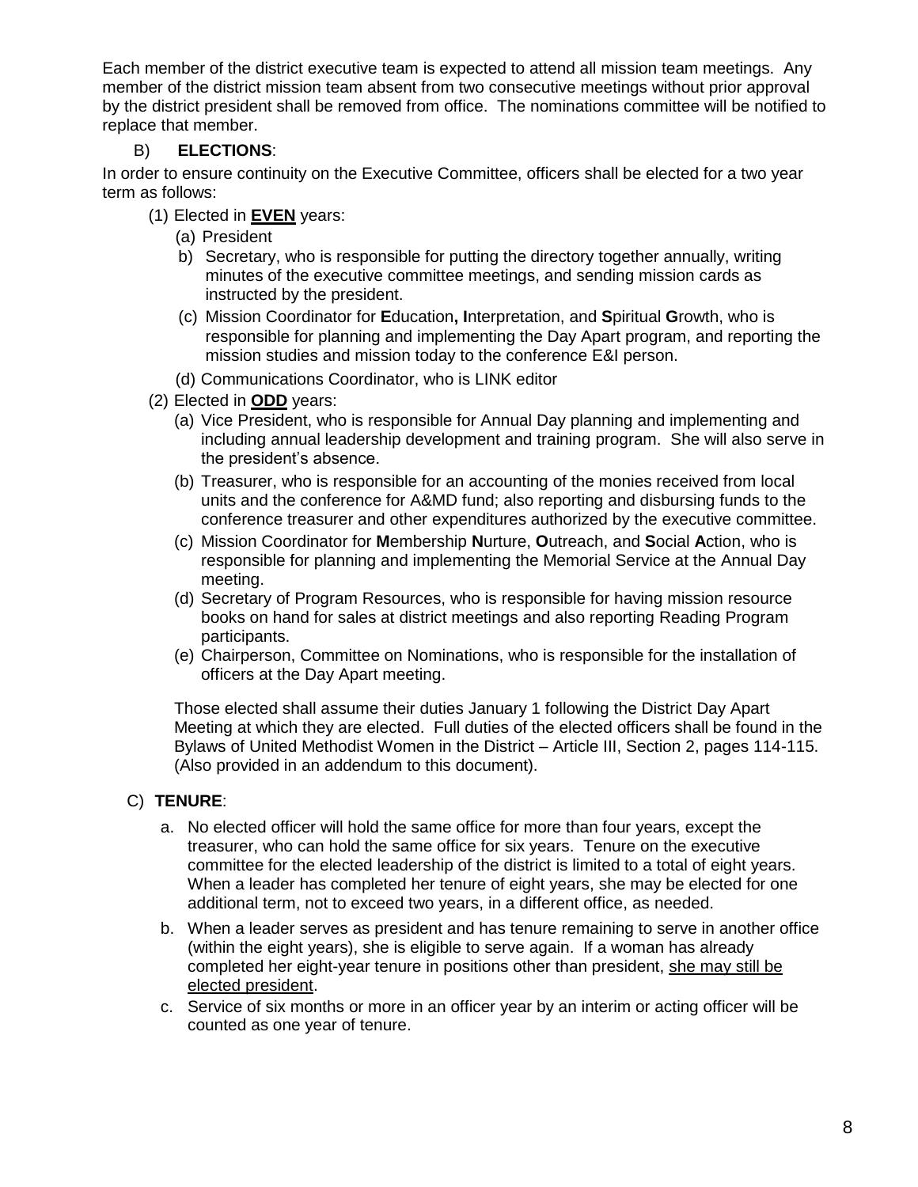Each member of the district executive team is expected to attend all mission team meetings. Any member of the district mission team absent from two consecutive meetings without prior approval by the district president shall be removed from office. The nominations committee will be notified to replace that member.

B) **ELECTIONS**:

In order to ensure continuity on the Executive Committee, officers shall be elected for a two year term as follows:

(1) Elected in <u>**EVEN**</u> years:

- (a) President
- b) Secretary, who is responsible for putting the directory together annually, writing minutes of the executive committee meetings, and sending mission cards as instructed by the president.
- (c) Mission Coordinator for **E**ducation**, I**nterpretation, and **S**piritual **G**rowth, who is responsible for planning and implementing the Day Apart program, and reporting the mission studies and mission today to the conference E&I person.
- (d) Communications Coordinator, who is LINK editor

(2) Elected in <u>**ODD**</u> years:

- (a) Vice President, who is responsible for Annual Day planning and implementing and including annual leadership development and training program. She will also serve in the president's absence.
- (b) Treasurer, who is responsible for an accounting of the monies received from local units and the conference for A&MD fund; also reporting and disbursing funds to the conference treasurer and other expenditures authorized by the executive committee.
- (c) Mission Coordinator for **M**embership **N**urture, **O**utreach, and **S**ocial **A**ction, who is responsible for planning and implementing the Memorial Service at the Annual Day meeting.
- (d) Secretary of Program Resources, who is responsible for having mission resource books on hand for sales at district meetings and also reporting Reading Program participants.
- (e) Chairperson, Committee on Nominations, who is responsible for the installation of officers at the Day Apart meeting.

Those elected shall assume their duties January 1 following the District Day Apart Meeting at which they are elected. Full duties of the elected officers shall be found in the Bylaws of United Methodist Women in the District – Article III, Section 2, pages 114-115. (Also provided in an addendum to this document).

C) **TENURE**:

a. No elected officer will hold the same office for more than four years, except the treasurer, who can hold the same office for six years. Tenure on the executive committee for the elected leadership of the district is limited to a total of eight years. When a leader has completed her tenure of eight years, she may be elected for one additional term, not to exceed two years, in a different office, as needed.

b. When a leader serves as president and has tenure remaining to serve in another office (within the eight years), she is eligible to serve again. If a woman has already completed her eight-year tenure in positions other than president, <u>she may still be elected president</u>.

c. Service of six months or more in an officer year by an interim or acting officer will be counted as one year of tenure.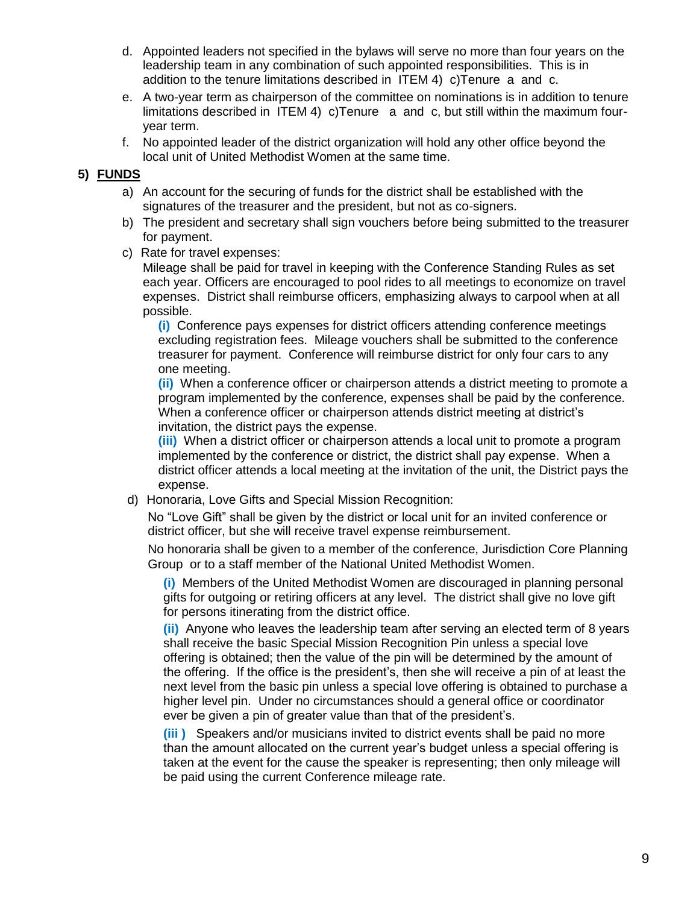d. Appointed leaders not specified in the bylaws will serve no more than four years on the leadership team in any combination of such appointed responsibilities. This is in addition to the tenure limitations described in ITEM 4) c)Tenure a and c.

e. A two-year term as chairperson of the committee on nominations is in addition to tenure limitations described in ITEM 4) c)Tenure a and c, but still within the maximum four-year term.

f. No appointed leader of the district organization will hold any other office beyond the local unit of United Methodist Women at the same time.

## 5) FUNDS

a) An account for the securing of funds for the district shall be established with the signatures of the treasurer and the president, but not as co-signers.

b) The president and secretary shall sign vouchers before being submitted to the treasurer for payment.

c) Rate for travel expenses:

Mileage shall be paid for travel in keeping with the Conference Standing Rules as set each year. Officers are encouraged to pool rides to all meetings to economize on travel expenses. District shall reimburse officers, emphasizing always to carpool when at all possible.

**(i)** Conference pays expenses for district officers attending conference meetings excluding registration fees. Mileage vouchers shall be submitted to the conference treasurer for payment. Conference will reimburse district for only four cars to any one meeting.

**(ii)** When a conference officer or chairperson attends a district meeting to promote a program implemented by the conference, expenses shall be paid by the conference. When a conference officer or chairperson attends district meeting at district's invitation, the district pays the expense.

**(iii)** When a district officer or chairperson attends a local unit to promote a program implemented by the conference or district, the district shall pay expense. When a district officer attends a local meeting at the invitation of the unit, the District pays the expense.

d) Honoraria, Love Gifts and Special Mission Recognition:

No "Love Gift" shall be given by the district or local unit for an invited conference or district officer, but she will receive travel expense reimbursement.

No honoraria shall be given to a member of the conference, Jurisdiction Core Planning Group or to a staff member of the National United Methodist Women.

**(i)** Members of the United Methodist Women are discouraged in planning personal gifts for outgoing or retiring officers at any level. The district shall give no love gift for persons itinerating from the district office.

**(ii)** Anyone who leaves the leadership team after serving an elected term of 8 years shall receive the basic Special Mission Recognition Pin unless a special love offering is obtained; then the value of the pin will be determined by the amount of the offering. If the office is the president's, then she will receive a pin of at least the next level from the basic pin unless a special love offering is obtained to purchase a higher level pin. Under no circumstances should a general office or coordinator ever be given a pin of greater value than that of the president's.

**(iii )** Speakers and/or musicians invited to district events shall be paid no more than the amount allocated on the current year's budget unless a special offering is taken at the event for the cause the speaker is representing; then only mileage will be paid using the current Conference mileage rate.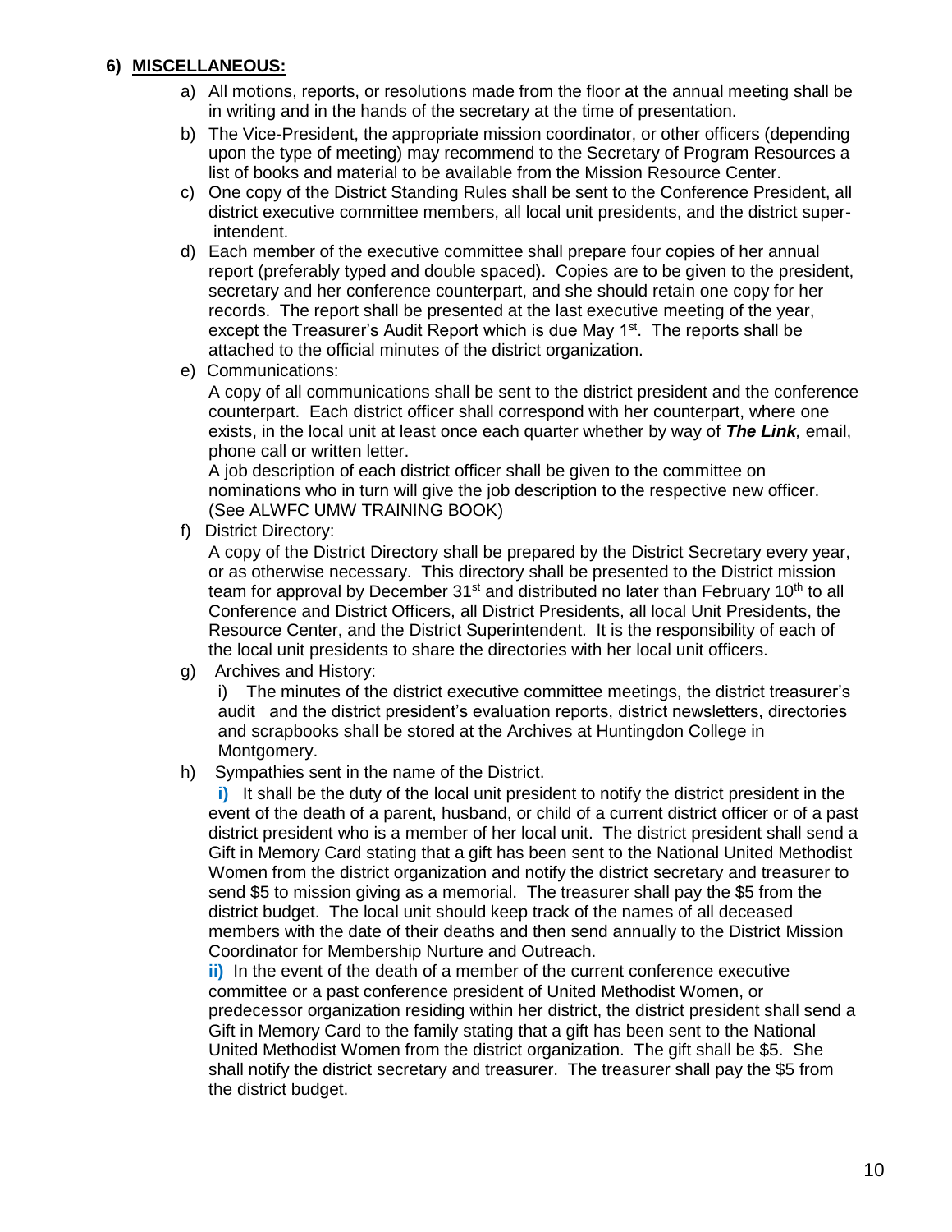## 6) MISCELLANEOUS:

a) All motions, reports, or resolutions made from the floor at the annual meeting shall be in writing and in the hands of the secretary at the time of presentation.

b) The Vice-President, the appropriate mission coordinator, or other officers (depending upon the type of meeting) may recommend to the Secretary of Program Resources a list of books and material to be available from the Mission Resource Center.

c) One copy of the District Standing Rules shall be sent to the Conference President, all district executive committee members, all local unit presidents, and the district superintendent.

d) Each member of the executive committee shall prepare four copies of her annual report (preferably typed and double spaced). Copies are to be given to the president, secretary and her conference counterpart, and she should retain one copy for her records. The report shall be presented at the last executive meeting of the year, except the Treasurer's Audit Report which is due May 1st. The reports shall be attached to the official minutes of the district organization.

e) Communications:

A copy of all communications shall be sent to the district president and the conference counterpart. Each district officer shall correspond with her counterpart, where one exists, in the local unit at least once each quarter whether by way of ***The Link***, email, phone call or written letter.

A job description of each district officer shall be given to the committee on nominations who in turn will give the job description to the respective new officer. (See ALWFC UMW TRAINING BOOK)

f) District Directory:

A copy of the District Directory shall be prepared by the District Secretary every year, or as otherwise necessary. This directory shall be presented to the District mission team for approval by December 31st and distributed no later than February 10th to all Conference and District Officers, all District Presidents, all local Unit Presidents, the Resource Center, and the District Superintendent. It is the responsibility of each of the local unit presidents to share the directories with her local unit officers.

g) Archives and History:

i) The minutes of the district executive committee meetings, the district treasurer's audit and the district president's evaluation reports, district newsletters, directories and scrapbooks shall be stored at the Archives at Huntingdon College in Montgomery.

h) Sympathies sent in the name of the District.

**i)** It shall be the duty of the local unit president to notify the district president in the event of the death of a parent, husband, or child of a current district officer or of a past district president who is a member of her local unit. The district president shall send a Gift in Memory Card stating that a gift has been sent to the National United Methodist Women from the district organization and notify the district secretary and treasurer to send $5 to mission giving as a memorial. The treasurer shall pay the $5 from the district budget. The local unit should keep track of the names of all deceased members with the date of their deaths and then send annually to the District Mission Coordinator for Membership Nurture and Outreach.

**ii)** In the event of the death of a member of the current conference executive committee or a past conference president of United Methodist Women, or predecessor organization residing within her district, the district president shall send a Gift in Memory Card to the family stating that a gift has been sent to the National United Methodist Women from the district organization. The gift shall be $5. She shall notify the district secretary and treasurer. The treasurer shall pay the $5 from the district budget.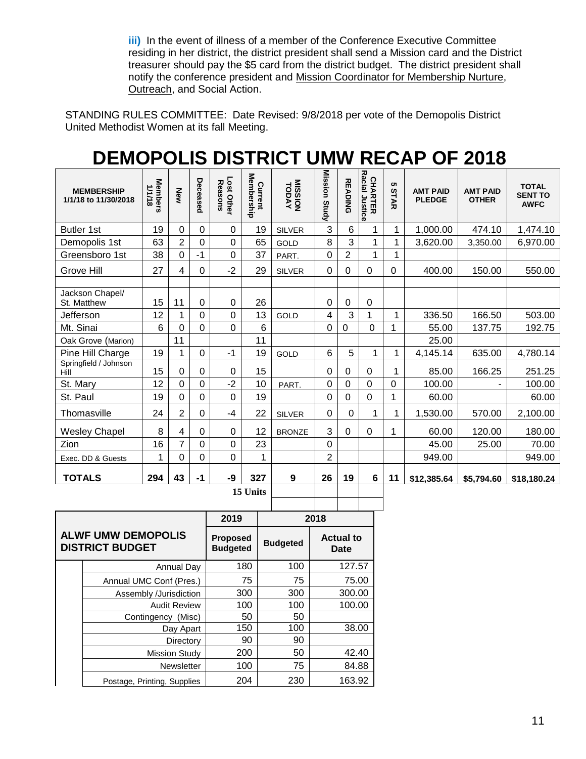**iii)** In the event of illness of a member of the Conference Executive Committee residing in her district, the district president shall send a Mission card and the District treasurer should pay the $5 card from the district budget. The district president shall notify the conference president and Mission Coordinator for Membership Nurture, Outreach, and Social Action.

STANDING RULES COMMITTEE: Date Revised: 9/8/2018 per vote of the Demopolis District United Methodist Women at its fall Meeting.

# DEMOPOLIS DISTRICT UMW RECAP OF 2018

| MEMBERSHIP 1/1/18 to 11/30/2018 | Members 1/1/18 | New | Deceased | Lost Other Reasons | Current Membership | MISSION TODAY | Mission Study | READING | CHARTER Racial Justice | 5 STAR | AMT PAID PLEDGE | AMT PAID OTHER | TOTAL SENT TO AWFC |
|---|---|---|---|---|---|---|---|---|---|---|---|---|---|
| Butler 1st | 19 | 0 | 0 | 0 | 19 | SILVER | 3 | 6 | 1 | 1 | 1,000.00 | 474.10 | 1,474.10 |
| Demopolis 1st | 63 | 2 | 0 | 0 | 65 | GOLD | 8 | 3 | 1 | 1 | 3,620.00 | 3,350.00 | 6,970.00 |
| Greensboro 1st | 38 | 0 | -1 | 0 | 37 | PART. | 0 | 2 | 1 | 1 | | | |
| Grove Hill | 27 | 4 | 0 | -2 | 29 | SILVER | 0 | 0 | 0 | 0 | 400.00 | 150.00 | 550.00 |
| | | | | | | | | | | | | | |
| Jackson Chapel/ St. Matthew | 15 | 11 | 0 | 0 | 26 | | 0 | 0 | 0 | | | | |
| Jefferson | 12 | 1 | 0 | 0 | 13 | GOLD | 4 | 3 | 1 | 1 | 336.50 | 166.50 | 503.00 |
| Mt. Sinai | 6 | 0 | 0 | 0 | 6 | | 0 | 0 | 0 | 1 | 55.00 | 137.75 | 192.75 |
| Oak Grove (Marion) | | 11 | | | 11 | | | | | | 25.00 | | |
| Pine Hill Charge | 19 | 1 | 0 | -1 | 19 | GOLD | 6 | 5 | 1 | 1 | 4,145.14 | 635.00 | 4,780.14 |
| Springfield / Johnson Hill | 15 | 0 | 0 | 0 | 15 | | 0 | 0 | 0 | 1 | 85.00 | 166.25 | 251.25 |
| St. Mary | 12 | 0 | 0 | -2 | 10 | PART. | 0 | 0 | 0 | 0 | 100.00 | - | 100.00 |
| St. Paul | 19 | 0 | 0 | 0 | 19 | | 0 | 0 | 0 | 1 | 60.00 | | 60.00 |
| Thomasville | 24 | 2 | 0 | -4 | 22 | SILVER | 0 | 0 | 1 | 1 | 1,530.00 | 570.00 | 2,100.00 |
| Wesley Chapel | 8 | 4 | 0 | 0 | 12 | BRONZE | 3 | 0 | 0 | 1 | 60.00 | 120.00 | 180.00 |
| Zion | 16 | 7 | 0 | 0 | 23 | | 0 | | | | 45.00 | 25.00 | 70.00 |
| Exec. DD & Guests | 1 | 0 | 0 | 0 | 1 | | 2 | | | | 949.00 | | 949.00 |
| **TOTALS** | **294** | **43** | **-1** | **-9** | **327** | **9** | **26** | **19** | **6** | **11** | **$12,385.64** | **$5,794.60** | **$18,180.24** |
| | | | | | **15 Units** | | | | | | | | |

| ALWF UMW DEMOPOLIS DISTRICT BUDGET | 2019 Proposed Budgeted | 2018 Budgeted | 2018 Actual to Date |
|---|---|---|---|
| Annual Day | 180 | 100 | 127.57 |
| Annual UMC Conf (Pres.) | 75 | 75 | 75.00 |
| Assembly /Jurisdiction | 300 | 300 | 300.00 |
| Audit Review | 100 | 100 | 100.00 |
| Contingency (Misc) | 50 | 50 | |
| Day Apart | 150 | 100 | 38.00 |
| Directory | 90 | 90 | |
| Mission Study | 200 | 50 | 42.40 |
| Newsletter | 100 | 75 | 84.88 |
| Postage, Printing, Supplies | 204 | 230 | 163.92 |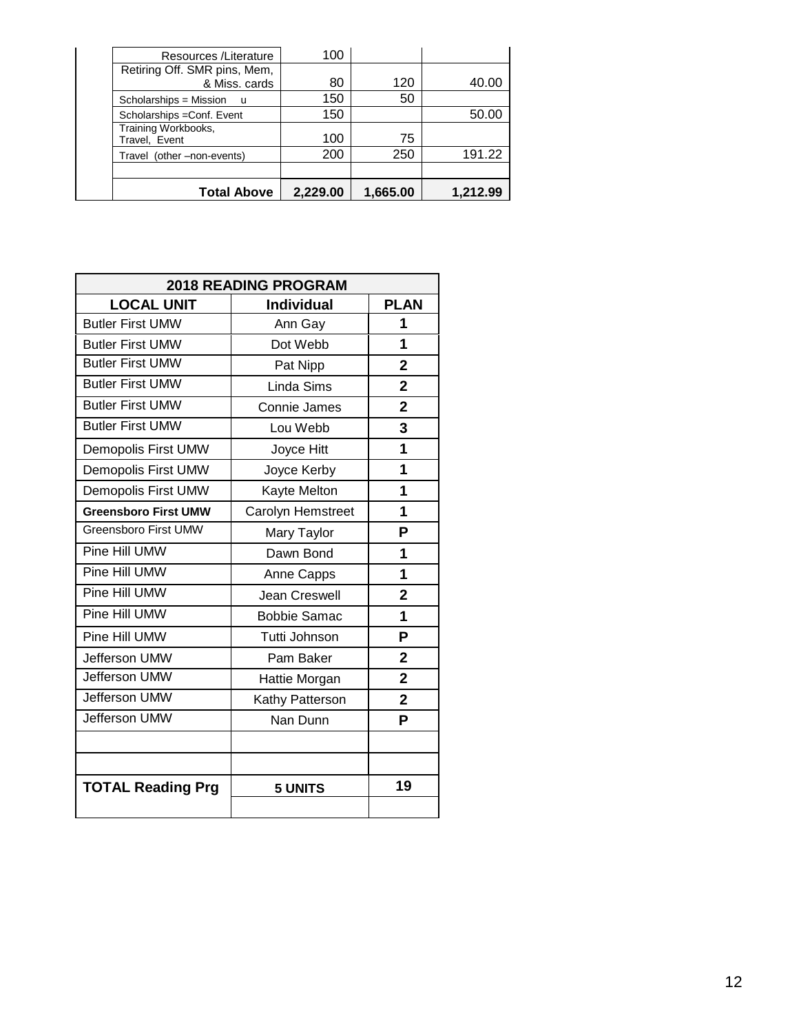| | | | |
|---|---|---|---|
| Resources /Literature | 100 | | |
| Retiring Off. SMR pins, Mem, & Miss. cards | 80 | 120 | 40.00 |
| Scholarships = Mission u | 150 | 50 | |
| Scholarships =Conf. Event | 150 | | 50.00 |
| Training Workbooks, Travel, Event | 100 | 75 | |
| Travel (other –non-events) | 200 | 250 | 191.22 |
| | | | |
| **Total Above** | **2,229.00** | **1,665.00** | **1,212.99** |

| 2018 READING PROGRAM | | |
|---|---|---|
| **LOCAL UNIT** | **Individual** | **PLAN** |
| Butler First UMW | Ann Gay | **1** |
| Butler First UMW | Dot Webb | **1** |
| Butler First UMW | Pat Nipp | **2** |
| Butler First UMW | Linda Sims | **2** |
| Butler First UMW | Connie James | **2** |
| Butler First UMW | Lou Webb | **3** |
| Demopolis First UMW | Joyce Hitt | **1** |
| Demopolis First UMW | Joyce Kerby | **1** |
| Demopolis First UMW | Kayte Melton | **1** |
| **Greensboro First UMW** | Carolyn Hemstreet | **1** |
| Greensboro First UMW | Mary Taylor | **P** |
| Pine Hill UMW | Dawn Bond | **1** |
| Pine Hill UMW | Anne Capps | **1** |
| Pine Hill UMW | Jean Creswell | **2** |
| Pine Hill UMW | Bobbie Samac | **1** |
| Pine Hill UMW | Tutti Johnson | **P** |
| Jefferson UMW | Pam Baker | **2** |
| Jefferson UMW | Hattie Morgan | **2** |
| Jefferson UMW | Kathy Patterson | **2** |
| Jefferson UMW | Nan Dunn | **P** |
| | | |
| | | |
| **TOTAL Reading Prg** | **5 UNITS** | **19** |
| | | |